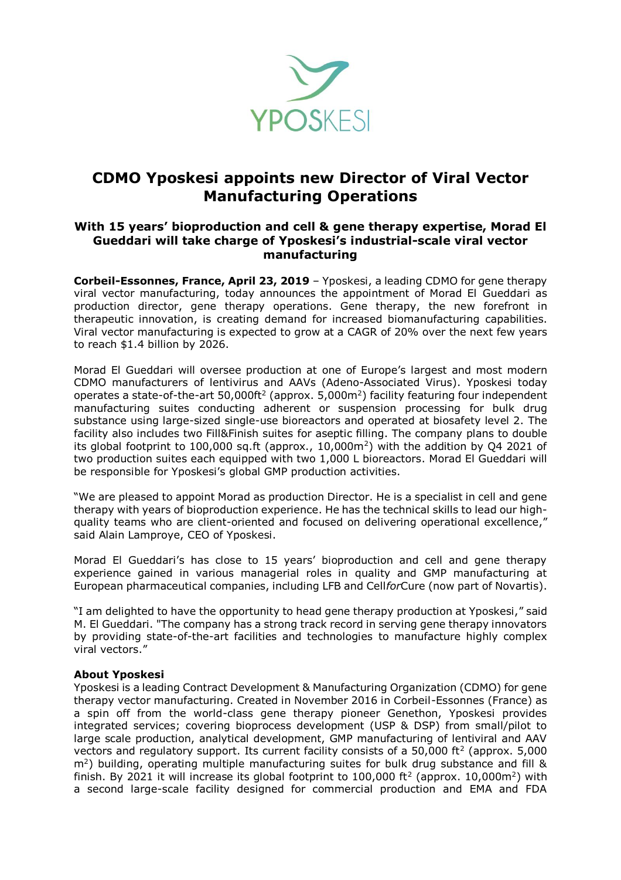YPOSKESI

# CDMO Yposkesi appoints new Director of Viral Vector Manufacturing Operations

### With 15 years' bioproduction and cell & gene therapy expertise, Morad El Gueddari will take charge of Yposkesi's industrial-scale viral vector manufacturing

**Corbeil-Essonnes, France, April 23, 2019** – Yposkesi, a leading CDMO for gene therapy viral vector manufacturing, today announces the appointment of Morad El Gueddari as production director, gene therapy operations. Gene therapy, the new forefront in therapeutic innovation, is creating demand for increased biomanufacturing capabilities. Viral vector manufacturing is expected to grow at a CAGR of 20% over the next few years to reach $1.4 billion by 2026.

Morad El Gueddari will oversee production at one of Europe's largest and most modern CDMO manufacturers of lentivirus and AAVs (Adeno-Associated Virus). Yposkesi today operates a state-of-the-art 50,000ft$^2$ (approx. 5,000m$^2$) facility featuring four independent manufacturing suites conducting adherent or suspension processing for bulk drug substance using large-sized single-use bioreactors and operated at biosafety level 2. The facility also includes two Fill&Finish suites for aseptic filling. The company plans to double its global footprint to 100,000 sq.ft (approx., 10,000m$^2$) with the addition by Q4 2021 of two production suites each equipped with two 1,000 L bioreactors. Morad El Gueddari will be responsible for Yposkesi's global GMP production activities.

"We are pleased to appoint Morad as production Director. He is a specialist in cell and gene therapy with years of bioproduction experience. He has the technical skills to lead our high-quality teams who are client-oriented and focused on delivering operational excellence," said Alain Lamproye, CEO of Yposkesi.

Morad El Gueddari's has close to 15 years' bioproduction and cell and gene therapy experience gained in various managerial roles in quality and GMP manufacturing at European pharmaceutical companies, including LFB and Cell*for*Cure (now part of Novartis).

"I am delighted to have the opportunity to head gene therapy production at Yposkesi," said M. El Gueddari. "The company has a strong track record in serving gene therapy innovators by providing state-of-the-art facilities and technologies to manufacture highly complex viral vectors."

**About Yposkesi**

Yposkesi is a leading Contract Development & Manufacturing Organization (CDMO) for gene therapy vector manufacturing. Created in November 2016 in Corbeil-Essonnes (France) as a spin off from the world-class gene therapy pioneer Genethon, Yposkesi provides integrated services; covering bioprocess development (USP & DSP) from small/pilot to large scale production, analytical development, GMP manufacturing of lentiviral and AAV vectors and regulatory support. Its current facility consists of a 50,000 ft$^2$ (approx. 5,000 m$^2$) building, operating multiple manufacturing suites for bulk drug substance and fill & finish. By 2021 it will increase its global footprint to 100,000 ft$^2$ (approx. 10,000m$^2$) with a second large-scale facility designed for commercial production and EMA and FDA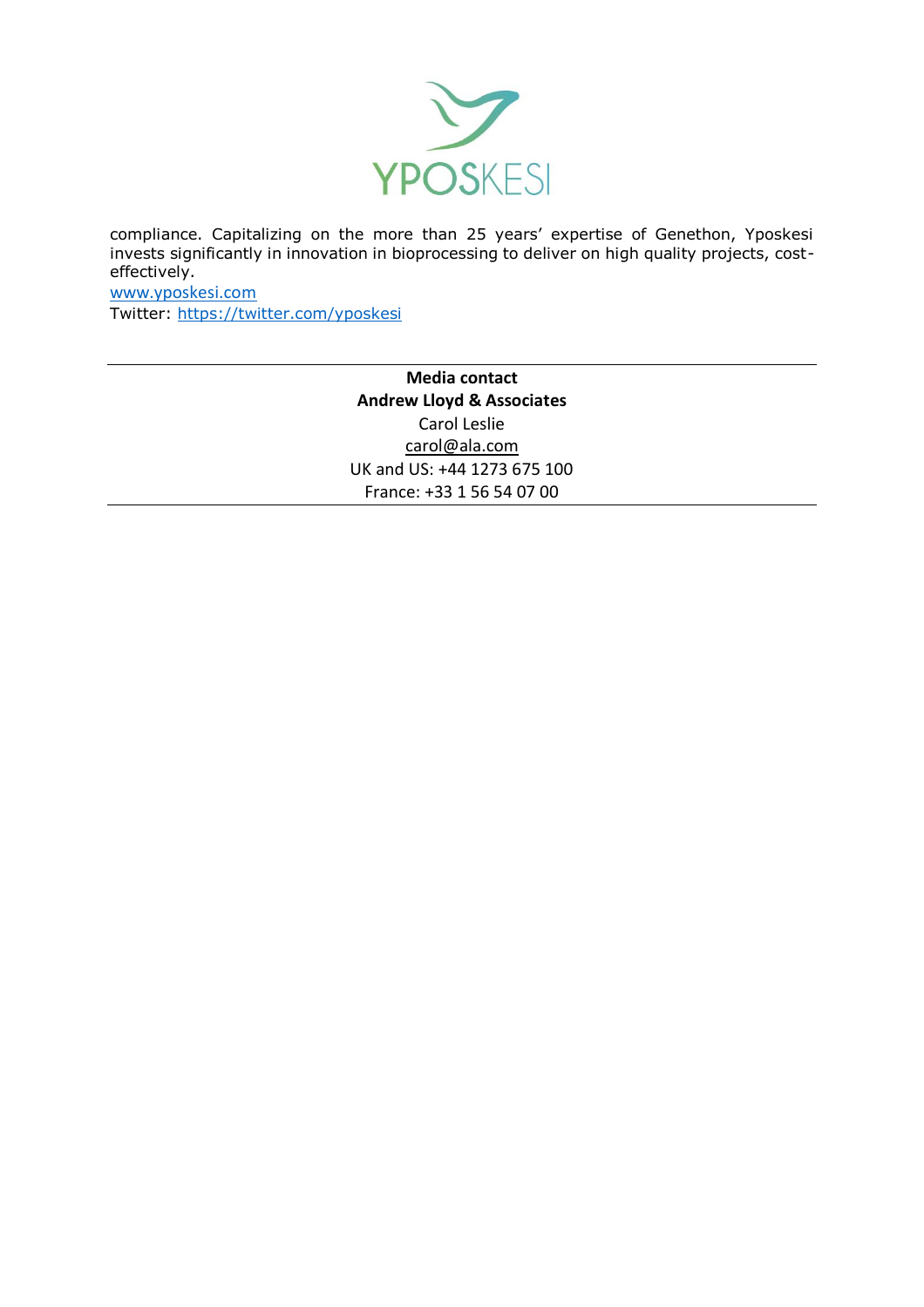compliance. Capitalizing on the more than 25 years' expertise of Genethon, Yposkesi invests significantly in innovation in bioprocessing to deliver on high quality projects, cost-effectively.

www.yposkesi.com

Twitter: https://twitter.com/yposkesi

---

**Media contact**

**Andrew Lloyd & Associates**

Carol Leslie

carol@ala.com

UK and US: +44 1273 675 100

France: +33 1 56 54 07 00

---